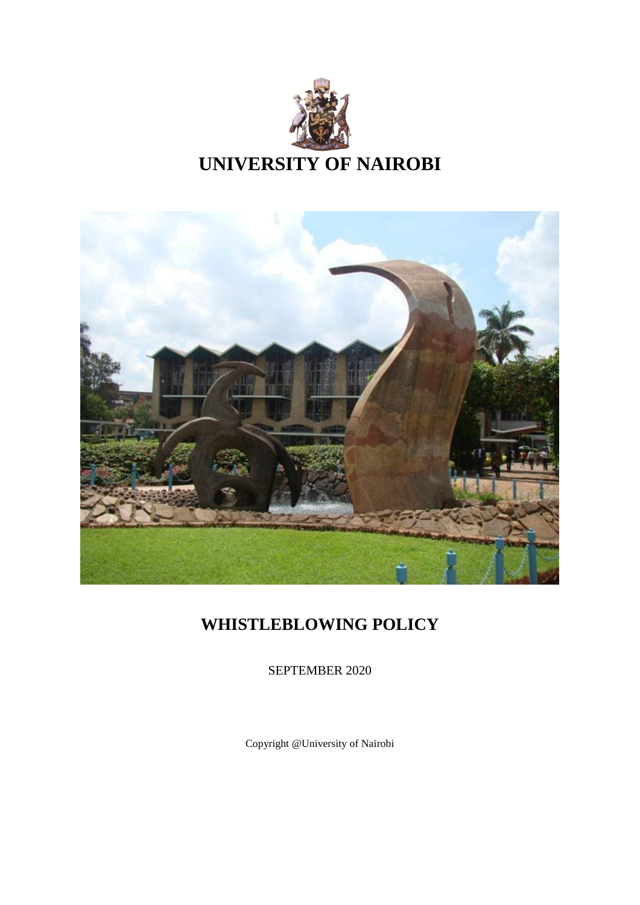# UNIVERSITY OF NAIROBI

# WHISTLEBLOWING POLICY

SEPTEMBER 2020

Copyright @University of Nairobi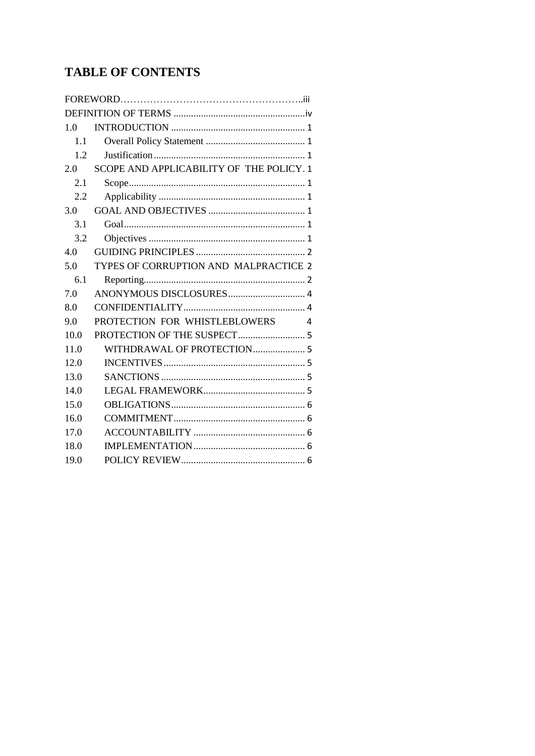# TABLE OF CONTENTS

FOREWORD……………………………………………..iii
DEFINITION OF TERMS .....................................................iv
1.0 INTRODUCTION ...................................................... 1
  1.1 Overall Policy Statement ........................................ 1
  1.2 Justification ............................................................ 1
2.0 SCOPE AND APPLICABILITY OF THE POLICY. 1
  2.1 Scope....................................................................... 1
  2.2 Applicability ........................................................... 1
3.0 GOAL AND OBJECTIVES ....................................... 1
  3.1 Goal......................................................................... 1
  3.2 Objectives ............................................................... 1
4.0 GUIDING PRINCIPLES ............................................ 2
5.0 TYPES OF CORRUPTION AND MALPRACTICE 2
  6.1 Reporting................................................................. 2
7.0 ANONYMOUS DISCLOSURES............................... 4
8.0 CONFIDENTIALITY................................................. 4
9.0 PROTECTION FOR WHISTLEBLOWERS 4
10.0 PROTECTION OF THE SUSPECT........................... 5
11.0 WITHDRAWAL OF PROTECTION..................... 5
12.0 INCENTIVES ......................................................... 5
13.0 SANCTIONS .......................................................... 5
14.0 LEGAL FRAMEWORK......................................... 5
15.0 OBLIGATIONS...................................................... 6
16.0 COMMITMENT..................................................... 6
17.0 ACCOUNTABILITY ............................................. 6
18.0 IMPLEMENTATION............................................. 6
19.0 POLICY REVIEW.................................................. 6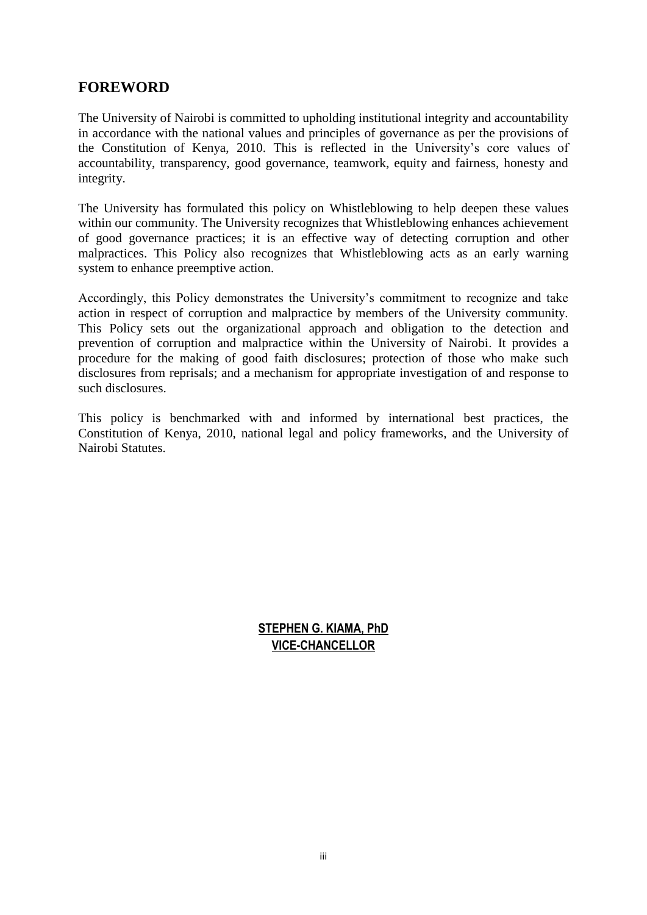## FOREWORD

The University of Nairobi is committed to upholding institutional integrity and accountability in accordance with the national values and principles of governance as per the provisions of the Constitution of Kenya, 2010. This is reflected in the University's core values of accountability, transparency, good governance, teamwork, equity and fairness, honesty and integrity.

The University has formulated this policy on Whistleblowing to help deepen these values within our community. The University recognizes that Whistleblowing enhances achievement of good governance practices; it is an effective way of detecting corruption and other malpractices. This Policy also recognizes that Whistleblowing acts as an early warning system to enhance preemptive action.

Accordingly, this Policy demonstrates the University's commitment to recognize and take action in respect of corruption and malpractice by members of the University community. This Policy sets out the organizational approach and obligation to the detection and prevention of corruption and malpractice within the University of Nairobi. It provides a procedure for the making of good faith disclosures; protection of those who make such disclosures from reprisals; and a mechanism for appropriate investigation of and response to such disclosures.

This policy is benchmarked with and informed by international best practices, the Constitution of Kenya, 2010, national legal and policy frameworks, and the University of Nairobi Statutes.

**STEPHEN G. KIAMA, PhD**
**VICE-CHANCELLOR**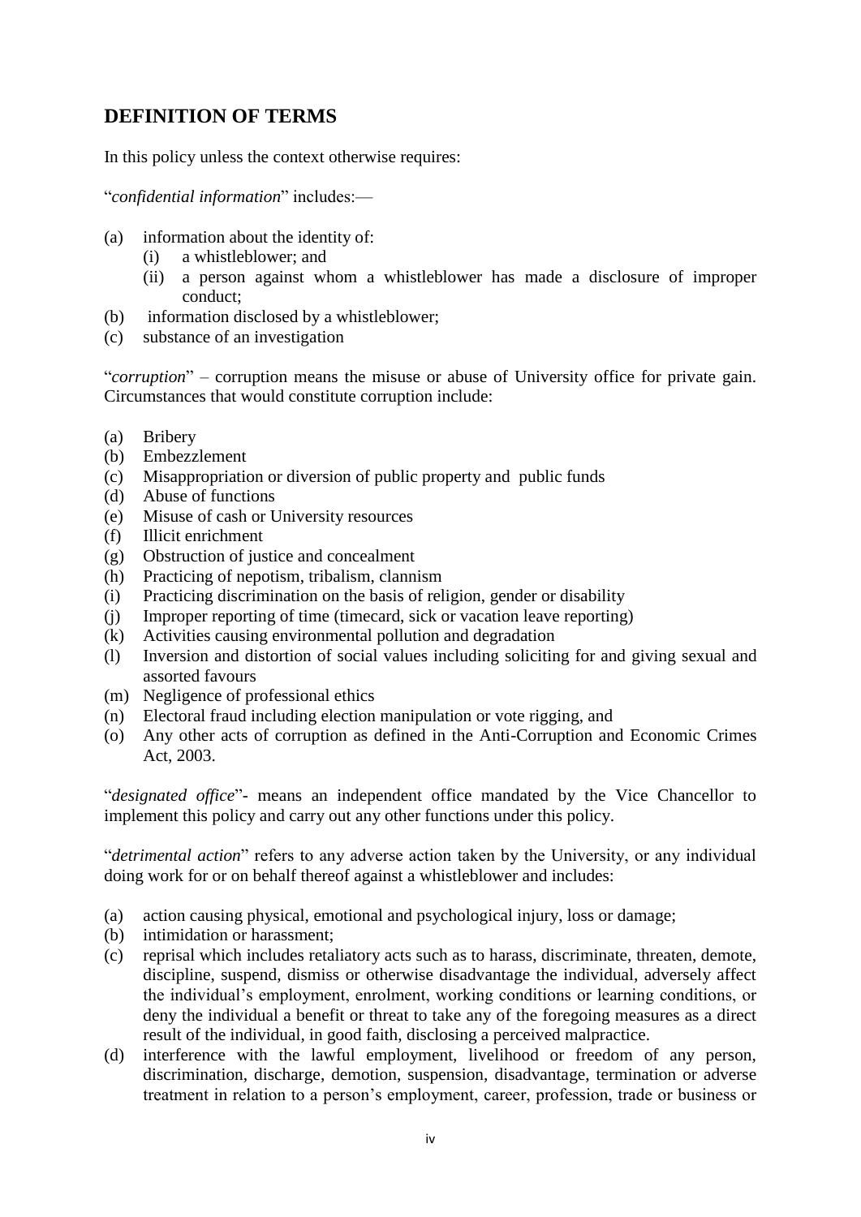## DEFINITION OF TERMS

In this policy unless the context otherwise requires:

"*confidential information*" includes:—

(a) information about the identity of:
   (i) a whistleblower; and
   (ii) a person against whom a whistleblower has made a disclosure of improper conduct;
(b) information disclosed by a whistleblower;
(c) substance of an investigation

"*corruption*" – corruption means the misuse or abuse of University office for private gain. Circumstances that would constitute corruption include:

(a) Bribery
(b) Embezzlement
(c) Misappropriation or diversion of public property and public funds
(d) Abuse of functions
(e) Misuse of cash or University resources
(f) Illicit enrichment
(g) Obstruction of justice and concealment
(h) Practicing of nepotism, tribalism, clannism
(i) Practicing discrimination on the basis of religion, gender or disability
(j) Improper reporting of time (timecard, sick or vacation leave reporting)
(k) Activities causing environmental pollution and degradation
(l) Inversion and distortion of social values including soliciting for and giving sexual and assorted favours
(m) Negligence of professional ethics
(n) Electoral fraud including election manipulation or vote rigging, and
(o) Any other acts of corruption as defined in the Anti-Corruption and Economic Crimes Act, 2003.

"*designated office*"- means an independent office mandated by the Vice Chancellor to implement this policy and carry out any other functions under this policy.

"*detrimental action*" refers to any adverse action taken by the University, or any individual doing work for or on behalf thereof against a whistleblower and includes:

(a) action causing physical, emotional and psychological injury, loss or damage;
(b) intimidation or harassment;
(c) reprisal which includes retaliatory acts such as to harass, discriminate, threaten, demote, discipline, suspend, dismiss or otherwise disadvantage the individual, adversely affect the individual's employment, enrolment, working conditions or learning conditions, or deny the individual a benefit or threat to take any of the foregoing measures as a direct result of the individual, in good faith, disclosing a perceived malpractice.
(d) interference with the lawful employment, livelihood or freedom of any person, discrimination, discharge, demotion, suspension, disadvantage, termination or adverse treatment in relation to a person's employment, career, profession, trade or business or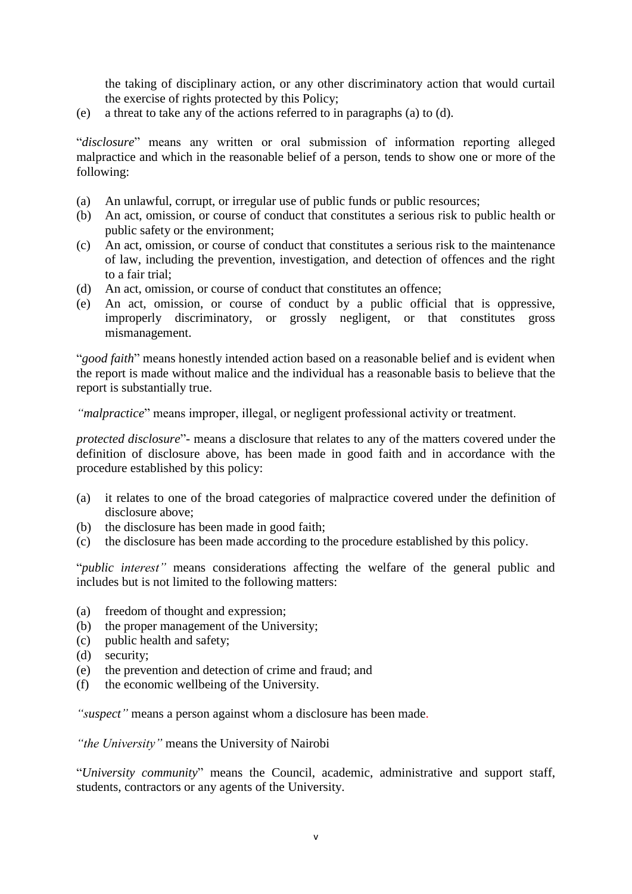the taking of disciplinary action, or any other discriminatory action that would curtail the exercise of rights protected by this Policy;

(e) a threat to take any of the actions referred to in paragraphs (a) to (d).

"*disclosure*" means any written or oral submission of information reporting alleged malpractice and which in the reasonable belief of a person, tends to show one or more of the following:

(a) An unlawful, corrupt, or irregular use of public funds or public resources;
(b) An act, omission, or course of conduct that constitutes a serious risk to public health or public safety or the environment;
(c) An act, omission, or course of conduct that constitutes a serious risk to the maintenance of law, including the prevention, investigation, and detection of offences and the right to a fair trial;
(d) An act, omission, or course of conduct that constitutes an offence;
(e) An act, omission, or course of conduct by a public official that is oppressive, improperly discriminatory, or grossly negligent, or that constitutes gross mismanagement.

"*good faith*" means honestly intended action based on a reasonable belief and is evident when the report is made without malice and the individual has a reasonable basis to believe that the report is substantially true.

*"malpractice*" means improper, illegal, or negligent professional activity or treatment.

*protected disclosure*"- means a disclosure that relates to any of the matters covered under the definition of disclosure above, has been made in good faith and in accordance with the procedure established by this policy:

(a) it relates to one of the broad categories of malpractice covered under the definition of disclosure above;
(b) the disclosure has been made in good faith;
(c) the disclosure has been made according to the procedure established by this policy.

"*public interest"* means considerations affecting the welfare of the general public and includes but is not limited to the following matters:

(a) freedom of thought and expression;
(b) the proper management of the University;
(c) public health and safety;
(d) security;
(e) the prevention and detection of crime and fraud; and
(f) the economic wellbeing of the University.

*"suspect"* means a person against whom a disclosure has been made.

*"the University"* means the University of Nairobi

"*University community*" means the Council, academic, administrative and support staff, students, contractors or any agents of the University.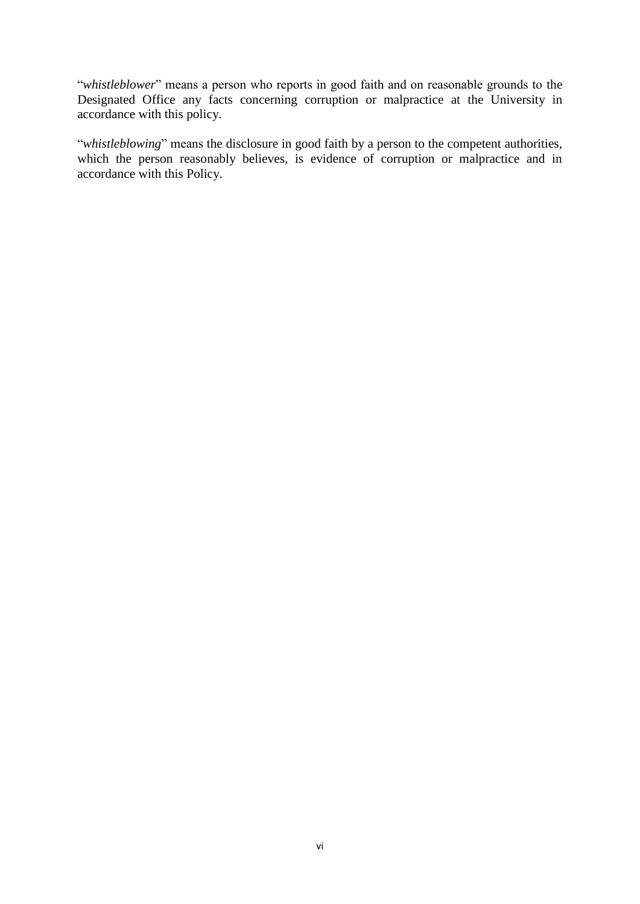"*whistleblower*" means a person who reports in good faith and on reasonable grounds to the Designated Office any facts concerning corruption or malpractice at the University in accordance with this policy.

"*whistleblowing*" means the disclosure in good faith by a person to the competent authorities, which the person reasonably believes, is evidence of corruption or malpractice and in accordance with this Policy.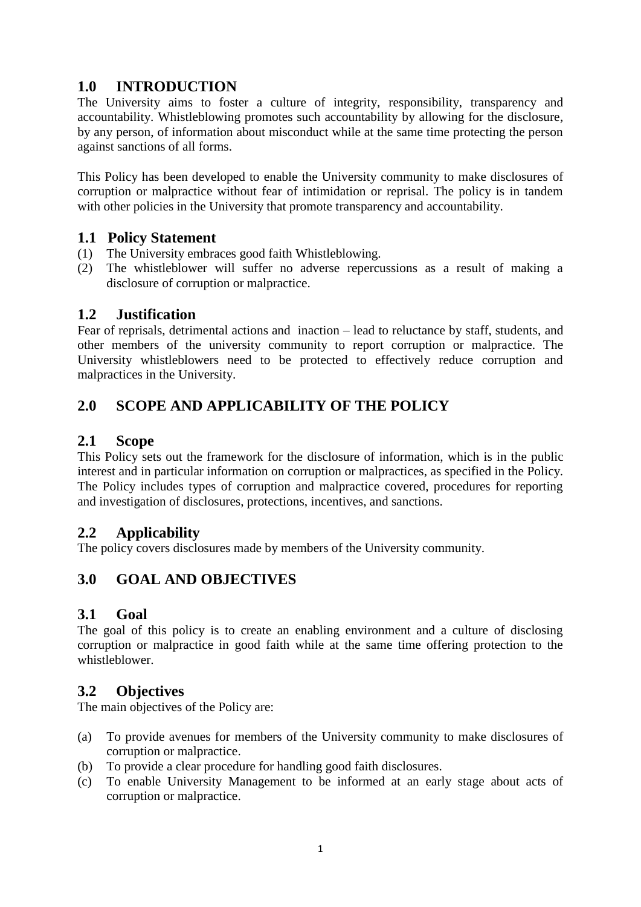## 1.0 INTRODUCTION

The University aims to foster a culture of integrity, responsibility, transparency and accountability. Whistleblowing promotes such accountability by allowing for the disclosure, by any person, of information about misconduct while at the same time protecting the person against sanctions of all forms.

This Policy has been developed to enable the University community to make disclosures of corruption or malpractice without fear of intimidation or reprisal. The policy is in tandem with other policies in the University that promote transparency and accountability.

### 1.1 Policy Statement

(1) The University embraces good faith Whistleblowing.
(2) The whistleblower will suffer no adverse repercussions as a result of making a disclosure of corruption or malpractice.

### 1.2 Justification

Fear of reprisals, detrimental actions and inaction – lead to reluctance by staff, students, and other members of the university community to report corruption or malpractice. The University whistleblowers need to be protected to effectively reduce corruption and malpractices in the University.

## 2.0 SCOPE AND APPLICABILITY OF THE POLICY

### 2.1 Scope

This Policy sets out the framework for the disclosure of information, which is in the public interest and in particular information on corruption or malpractices, as specified in the Policy. The Policy includes types of corruption and malpractice covered, procedures for reporting and investigation of disclosures, protections, incentives, and sanctions.

### 2.2 Applicability

The policy covers disclosures made by members of the University community.

## 3.0 GOAL AND OBJECTIVES

### 3.1 Goal

The goal of this policy is to create an enabling environment and a culture of disclosing corruption or malpractice in good faith while at the same time offering protection to the whistleblower.

### 3.2 Objectives

The main objectives of the Policy are:

(a) To provide avenues for members of the University community to make disclosures of corruption or malpractice.
(b) To provide a clear procedure for handling good faith disclosures.
(c) To enable University Management to be informed at an early stage about acts of corruption or malpractice.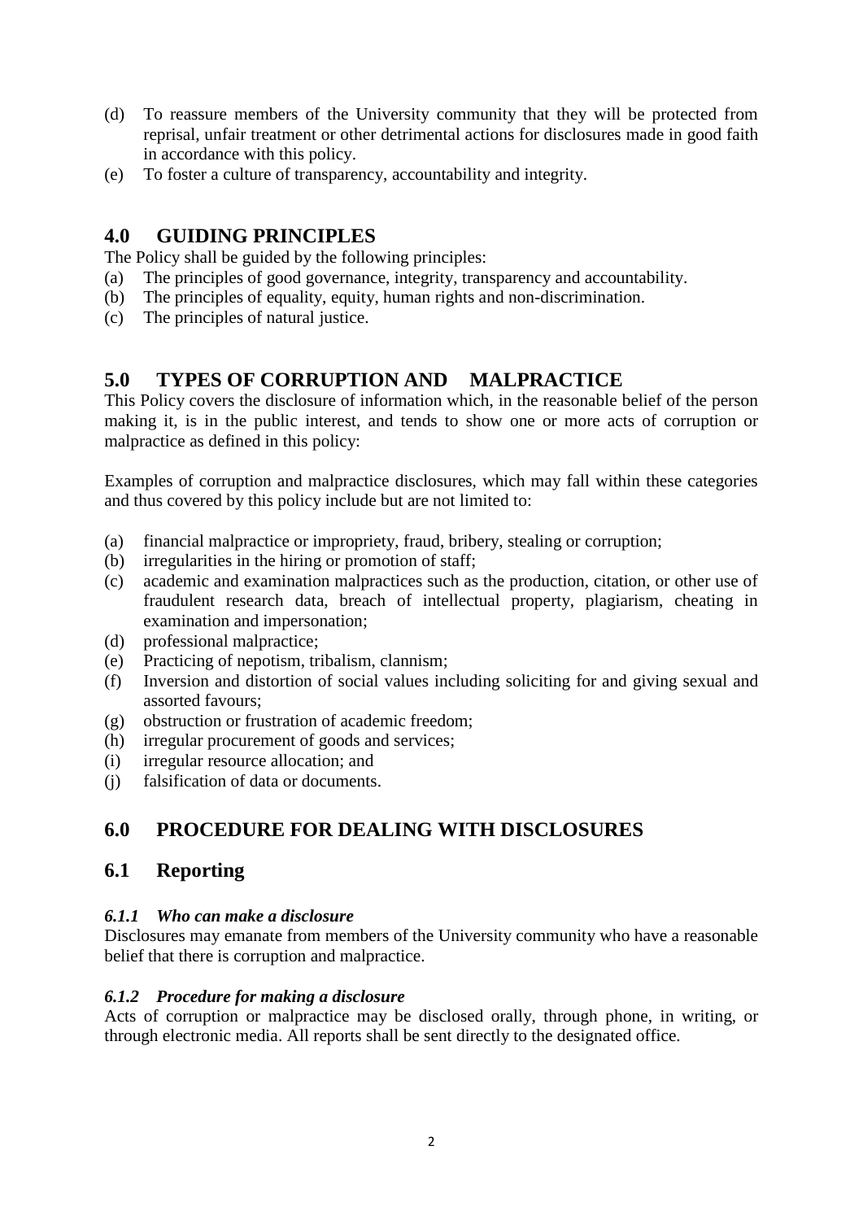(d) To reassure members of the University community that they will be protected from reprisal, unfair treatment or other detrimental actions for disclosures made in good faith in accordance with this policy.
(e) To foster a culture of transparency, accountability and integrity.

## 4.0 GUIDING PRINCIPLES

The Policy shall be guided by the following principles:

(a) The principles of good governance, integrity, transparency and accountability.
(b) The principles of equality, equity, human rights and non-discrimination.
(c) The principles of natural justice.

## 5.0 TYPES OF CORRUPTION AND MALPRACTICE

This Policy covers the disclosure of information which, in the reasonable belief of the person making it, is in the public interest, and tends to show one or more acts of corruption or malpractice as defined in this policy:

Examples of corruption and malpractice disclosures, which may fall within these categories and thus covered by this policy include but are not limited to:

(a) financial malpractice or impropriety, fraud, bribery, stealing or corruption;
(b) irregularities in the hiring or promotion of staff;
(c) academic and examination malpractices such as the production, citation, or other use of fraudulent research data, breach of intellectual property, plagiarism, cheating in examination and impersonation;
(d) professional malpractice;
(e) Practicing of nepotism, tribalism, clannism;
(f) Inversion and distortion of social values including soliciting for and giving sexual and assorted favours;
(g) obstruction or frustration of academic freedom;
(h) irregular procurement of goods and services;
(i) irregular resource allocation; and
(j) falsification of data or documents.

## 6.0 PROCEDURE FOR DEALING WITH DISCLOSURES

## 6.1 Reporting

### *6.1.1 Who can make a disclosure*

Disclosures may emanate from members of the University community who have a reasonable belief that there is corruption and malpractice.

### *6.1.2 Procedure for making a disclosure*

Acts of corruption or malpractice may be disclosed orally, through phone, in writing, or through electronic media. All reports shall be sent directly to the designated office.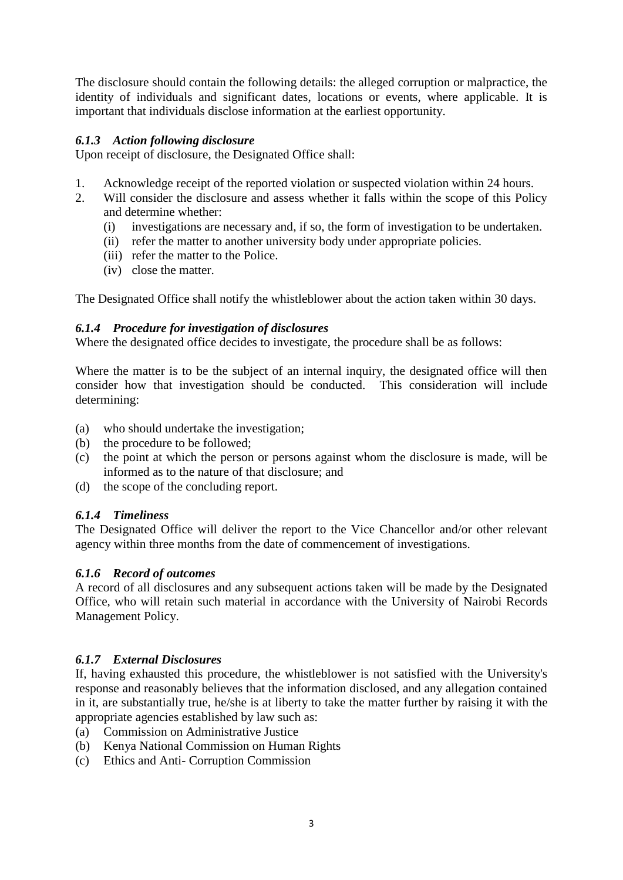The disclosure should contain the following details: the alleged corruption or malpractice, the identity of individuals and significant dates, locations or events, where applicable. It is important that individuals disclose information at the earliest opportunity.

### *6.1.3 Action following disclosure*

Upon receipt of disclosure, the Designated Office shall:

1. Acknowledge receipt of the reported violation or suspected violation within 24 hours.
2. Will consider the disclosure and assess whether it falls within the scope of this Policy and determine whether:
   - (i) investigations are necessary and, if so, the form of investigation to be undertaken.
   - (ii) refer the matter to another university body under appropriate policies.
   - (iii) refer the matter to the Police.
   - (iv) close the matter.

The Designated Office shall notify the whistleblower about the action taken within 30 days.

### *6.1.4 Procedure for investigation of disclosures*

Where the designated office decides to investigate, the procedure shall be as follows:

Where the matter is to be the subject of an internal inquiry, the designated office will then consider how that investigation should be conducted. This consideration will include determining:

- (a) who should undertake the investigation;
- (b) the procedure to be followed;
- (c) the point at which the person or persons against whom the disclosure is made, will be informed as to the nature of that disclosure; and
- (d) the scope of the concluding report.

### *6.1.4 Timeliness*

The Designated Office will deliver the report to the Vice Chancellor and/or other relevant agency within three months from the date of commencement of investigations.

### *6.1.6 Record of outcomes*

A record of all disclosures and any subsequent actions taken will be made by the Designated Office, who will retain such material in accordance with the University of Nairobi Records Management Policy.

### *6.1.7 External Disclosures*

If, having exhausted this procedure, the whistleblower is not satisfied with the University's response and reasonably believes that the information disclosed, and any allegation contained in it, are substantially true, he/she is at liberty to take the matter further by raising it with the appropriate agencies established by law such as:

- (a) Commission on Administrative Justice
- (b) Kenya National Commission on Human Rights
- (c) Ethics and Anti- Corruption Commission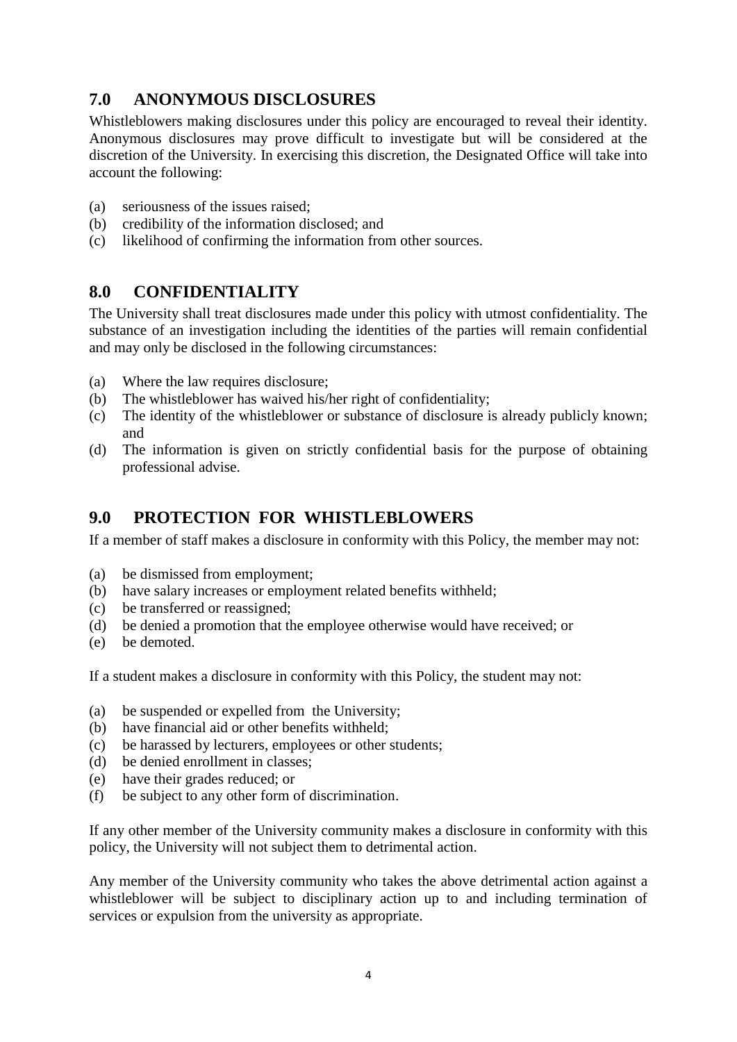## 7.0 ANONYMOUS DISCLOSURES

Whistleblowers making disclosures under this policy are encouraged to reveal their identity. Anonymous disclosures may prove difficult to investigate but will be considered at the discretion of the University. In exercising this discretion, the Designated Office will take into account the following:

(a) seriousness of the issues raised;
(b) credibility of the information disclosed; and
(c) likelihood of confirming the information from other sources.

## 8.0 CONFIDENTIALITY

The University shall treat disclosures made under this policy with utmost confidentiality. The substance of an investigation including the identities of the parties will remain confidential and may only be disclosed in the following circumstances:

(a) Where the law requires disclosure;
(b) The whistleblower has waived his/her right of confidentiality;
(c) The identity of the whistleblower or substance of disclosure is already publicly known; and
(d) The information is given on strictly confidential basis for the purpose of obtaining professional advise.

## 9.0 PROTECTION FOR WHISTLEBLOWERS

If a member of staff makes a disclosure in conformity with this Policy, the member may not:

(a) be dismissed from employment;
(b) have salary increases or employment related benefits withheld;
(c) be transferred or reassigned;
(d) be denied a promotion that the employee otherwise would have received; or
(e) be demoted.

If a student makes a disclosure in conformity with this Policy, the student may not:

(a) be suspended or expelled from the University;
(b) have financial aid or other benefits withheld;
(c) be harassed by lecturers, employees or other students;
(d) be denied enrollment in classes;
(e) have their grades reduced; or
(f) be subject to any other form of discrimination.

If any other member of the University community makes a disclosure in conformity with this policy, the University will not subject them to detrimental action.

Any member of the University community who takes the above detrimental action against a whistleblower will be subject to disciplinary action up to and including termination of services or expulsion from the university as appropriate.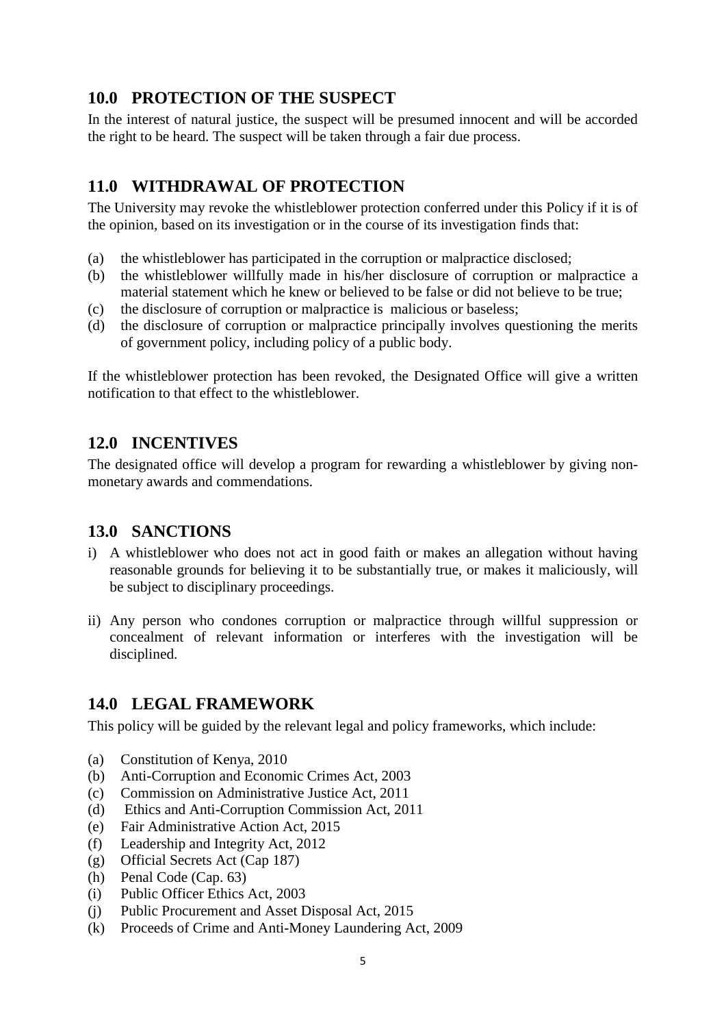## 10.0 PROTECTION OF THE SUSPECT

In the interest of natural justice, the suspect will be presumed innocent and will be accorded the right to be heard. The suspect will be taken through a fair due process.

## 11.0 WITHDRAWAL OF PROTECTION

The University may revoke the whistleblower protection conferred under this Policy if it is of the opinion, based on its investigation or in the course of its investigation finds that:

(a) the whistleblower has participated in the corruption or malpractice disclosed;
(b) the whistleblower willfully made in his/her disclosure of corruption or malpractice a material statement which he knew or believed to be false or did not believe to be true;
(c) the disclosure of corruption or malpractice is malicious or baseless;
(d) the disclosure of corruption or malpractice principally involves questioning the merits of government policy, including policy of a public body.

If the whistleblower protection has been revoked, the Designated Office will give a written notification to that effect to the whistleblower.

## 12.0 INCENTIVES

The designated office will develop a program for rewarding a whistleblower by giving non-monetary awards and commendations.

## 13.0 SANCTIONS

i) A whistleblower who does not act in good faith or makes an allegation without having reasonable grounds for believing it to be substantially true, or makes it maliciously, will be subject to disciplinary proceedings.

ii) Any person who condones corruption or malpractice through willful suppression or concealment of relevant information or interferes with the investigation will be disciplined.

## 14.0 LEGAL FRAMEWORK

This policy will be guided by the relevant legal and policy frameworks, which include:

(a) Constitution of Kenya, 2010
(b) Anti-Corruption and Economic Crimes Act, 2003
(c) Commission on Administrative Justice Act, 2011
(d) Ethics and Anti-Corruption Commission Act, 2011
(e) Fair Administrative Action Act, 2015
(f) Leadership and Integrity Act, 2012
(g) Official Secrets Act (Cap 187)
(h) Penal Code (Cap. 63)
(i) Public Officer Ethics Act, 2003
(j) Public Procurement and Asset Disposal Act, 2015
(k) Proceeds of Crime and Anti-Money Laundering Act, 2009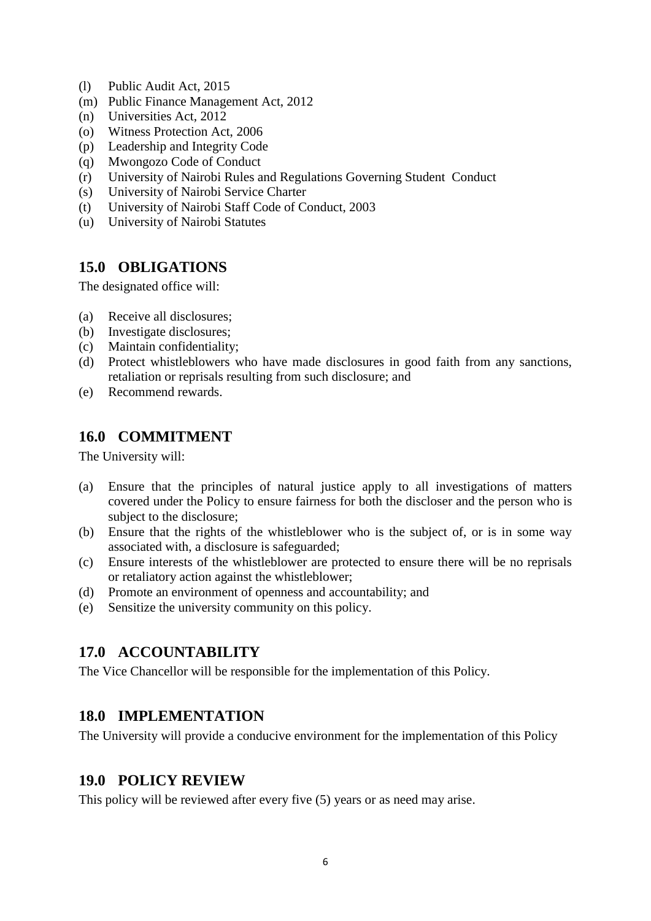(l) Public Audit Act, 2015
(m) Public Finance Management Act, 2012
(n) Universities Act, 2012
(o) Witness Protection Act, 2006
(p) Leadership and Integrity Code
(q) Mwongozo Code of Conduct
(r) University of Nairobi Rules and Regulations Governing Student Conduct
(s) University of Nairobi Service Charter
(t) University of Nairobi Staff Code of Conduct, 2003
(u) University of Nairobi Statutes

## 15.0 OBLIGATIONS

The designated office will:

(a) Receive all disclosures;
(b) Investigate disclosures;
(c) Maintain confidentiality;
(d) Protect whistleblowers who have made disclosures in good faith from any sanctions, retaliation or reprisals resulting from such disclosure; and
(e) Recommend rewards.

## 16.0 COMMITMENT

The University will:

(a) Ensure that the principles of natural justice apply to all investigations of matters covered under the Policy to ensure fairness for both the discloser and the person who is subject to the disclosure;
(b) Ensure that the rights of the whistleblower who is the subject of, or is in some way associated with, a disclosure is safeguarded;
(c) Ensure interests of the whistleblower are protected to ensure there will be no reprisals or retaliatory action against the whistleblower;
(d) Promote an environment of openness and accountability; and
(e) Sensitize the university community on this policy.

## 17.0 ACCOUNTABILITY

The Vice Chancellor will be responsible for the implementation of this Policy.

## 18.0 IMPLEMENTATION

The University will provide a conducive environment for the implementation of this Policy

## 19.0 POLICY REVIEW

This policy will be reviewed after every five (5) years or as need may arise.